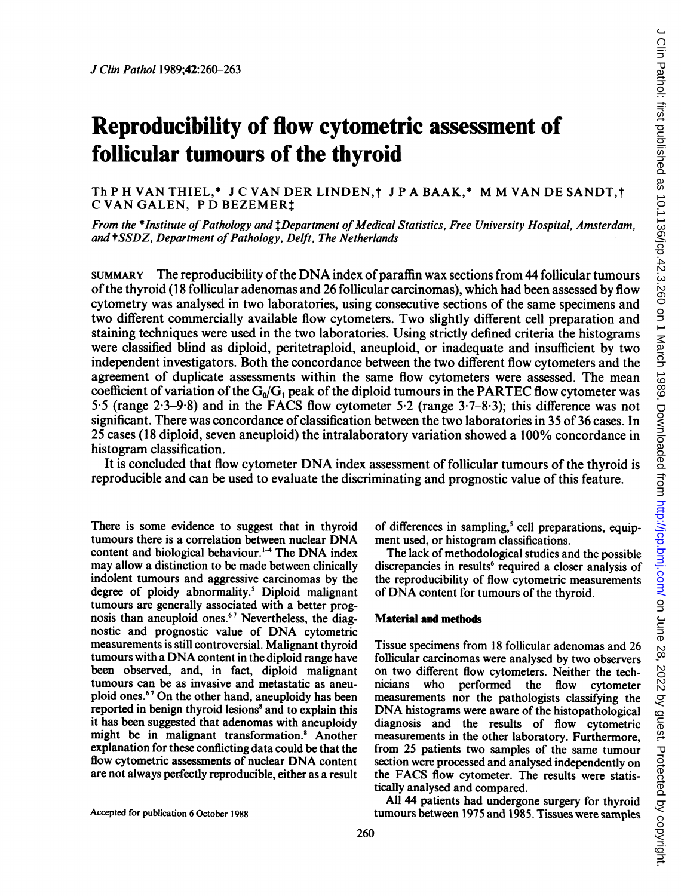# Reproducibility of flow cytometric assessment of follicular tumours of the thyroid

Th P H VAN THIEL,* J C VAN DER LINDEN,† J P A BAAK,* M M VAN DE SANDT,† C VAN GALEN, P D BEZEMER‡

*From the \*Institute of Pathology and ‡Department of Medical Statistics, Free University Hospital, Amsterdam, and †SSDZ, Department of Pathology, Delft, The Netherlands*

SUMMARY The reproducibility of the DNA index of paraffin wax sections from 44 follicular tumours of the thyroid (18 follicular adenomas and 26 follicular carcinomas), which had been assessed by flow cytometry was analysed in two laboratories, using consecutive sections of the same specimens and two different commercially available flow cytometers. Two slightly different cell preparation and staining techniques were used in the two laboratories. Using strictly defined criteria the histograms were classified blind as diploid, peritetraploid, aneuploid, or inadequate and insufficient by two independent investigators. Both the concordance between the two different flow cytometers and the agreement of duplicate assessments within the same flow cytometers were assessed. The mean coefficient of variation of the $G_0/G_1$ peak of the diploid tumours in the PARTEC flow cytometer was 5·5 (range 2·3–9·8) and in the FACS flow cytometer 5·2 (range 3·7–8·3); this difference was not significant. There was concordance of classification between the two laboratories in 35 of 36 cases. In 25 cases (18 diploid, seven aneuploid) the intralaboratory variation showed a 100% concordance in histogram classification.

It is concluded that flow cytometer DNA index assessment of follicular tumours of the thyroid is reproducible and can be used to evaluate the discriminating and prognostic value of this feature.

There is some evidence to suggest that in thyroid tumours there is a correlation between nuclear DNA content and biological behaviour.[1-4] The DNA index may allow a distinction to be made between clinically indolent tumours and aggressive carcinomas by the degree of ploidy abnormality.[5] Diploid malignant tumours are generally associated with a better prognosis than aneuploid ones.[6,7] Nevertheless, the diagnostic and prognostic value of DNA cytometric measurements is still controversial. Malignant thyroid tumours with a DNA content in the diploid range have been observed, and, in fact, diploid malignant tumours can be as invasive and metastatic as aneuploid ones.[6,7] On the other hand, aneuploidy has been reported in benign thyroid lesions[8] and to explain this it has been suggested that adenomas with aneuploidy might be in malignant transformation.[8] Another explanation for these conflicting data could be that the flow cytometric assessments of nuclear DNA content are not always perfectly reproducible, either as a result of differences in sampling,[5] cell preparations, equipment used, or histogram classifications.

The lack of methodological studies and the possible discrepancies in results[6] required a closer analysis of the reproducibility of flow cytometric measurements of DNA content for tumours of the thyroid.

## Material and methods

Tissue specimens from 18 follicular adenomas and 26 follicular carcinomas were analysed by two observers on two different flow cytometers. Neither the technicians who performed the flow cytometer measurements nor the pathologists classifying the DNA histograms were aware of the histopathological diagnosis and the results of flow cytometric measurements in the other laboratory. Furthermore, from 25 patients two samples of the same tumour section were processed and analysed independently on the FACS flow cytometer. The results were statistically analysed and compared.

All 44 patients had undergone surgery for thyroid tumours between 1975 and 1985. Tissues were samples

Accepted for publication 6 October 1988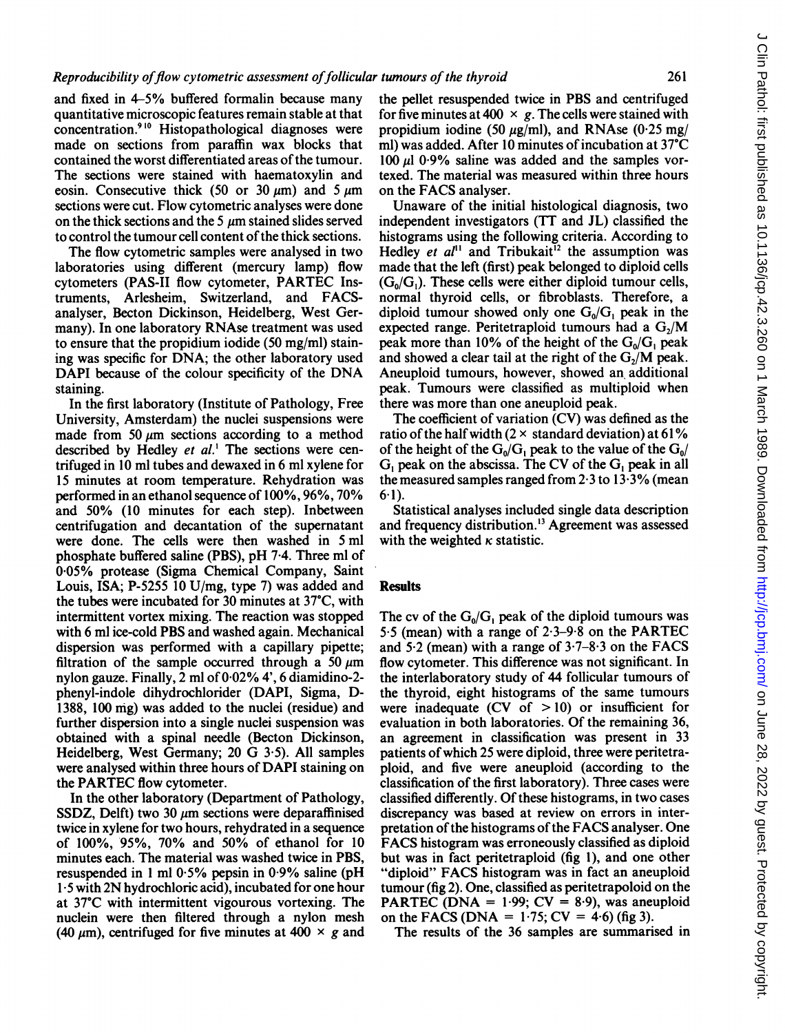and fixed in 4–5% buffered formalin because many quantitative microscopic features remain stable at that concentration.[9,10] Histopathological diagnoses were made on sections from paraffin wax blocks that contained the worst differentiated areas of the tumour. The sections were stained with haematoxylin and eosin. Consecutive thick (50 or 30 $\mu$m) and 5 $\mu$m sections were cut. Flow cytometric analyses were done on the thick sections and the 5 $\mu$m stained slides served to control the tumour cell content of the thick sections.

The flow cytometric samples were analysed in two laboratories using different (mercury lamp) flow cytometers (PAS-II flow cytometer, PARTEC Instruments, Arlesheim, Switzerland, and FACS-analyser, Becton Dickinson, Heidelberg, West Germany). In one laboratory RNAse treatment was used to ensure that the propidium iodide (50 mg/ml) staining was specific for DNA; the other laboratory used DAPI because of the colour specificity of the DNA staining.

In the first laboratory (Institute of Pathology, Free University, Amsterdam) the nuclei suspensions were made from 50 $\mu$m sections according to a method described by Hedley *et al*.[1] The sections were centrifuged in 10 ml tubes and dewaxed in 6 ml xylene for 15 minutes at room temperature. Rehydration was performed in an ethanol sequence of 100%, 96%, 70% and 50% (10 minutes for each step). Inbetween centrifugation and decantation of the supernatant were done. The cells were then washed in 5 ml phosphate buffered saline (PBS), pH 7·4. Three ml of 0·05% protease (Sigma Chemical Company, Saint Louis, ISA; P-5255 10 U/mg, type 7) was added and the tubes were incubated for 30 minutes at 37°C, with intermittent vortex mixing. The reaction was stopped with 6 ml ice-cold PBS and washed again. Mechanical dispersion was performed with a capillary pipette; filtration of the sample occurred through a 50 $\mu$m nylon gauze. Finally, 2 ml of 0·02% 4', 6 diamidino-2-phenyl-indole dihydrochlorider (DAPI, Sigma, D-1388, 100 mg) was added to the nuclei (residue) and further dispersion into a single nuclei suspension was obtained with a spinal needle (Becton Dickinson, Heidelberg, West Germany; 20 G 3·5). All samples were analysed within three hours of DAPI staining on the PARTEC flow cytometer.

In the other laboratory (Department of Pathology, SSDZ, Delft) two 30 $\mu$m sections were deparaffinised twice in xylene for two hours, rehydrated in a sequence of 100%, 95%, 70% and 50% of ethanol for 10 minutes each. The material was washed twice in PBS, resuspended in 1 ml 0·5% pepsin in 0·9% saline (pH 1·5 with 2N hydrochloric acid), incubated for one hour at 37°C with intermittent vigourous vortexing. The nuclein were then filtered through a nylon mesh (40 $\mu$m), centrifuged for five minutes at 400 × *g* and the pellet resuspended twice in PBS and centrifuged for five minutes at 400 × *g*. The cells were stained with propidium iodine (50 $\mu$g/ml), and RNAse (0·25 mg/ml) was added. After 10 minutes of incubation at 37°C 100 $\mu$l 0·9% saline was added and the samples vortexed. The material was measured within three hours on the FACS analyser.

Unaware of the initial histological diagnosis, two independent investigators (TT and JL) classified the histograms using the following criteria. According to Hedley *et al*[11] and Tribukait[12] the assumption was made that the left (first) peak belonged to diploid cells ($G_0/G_1$). These cells were either diploid tumour cells, normal thyroid cells, or fibroblasts. Therefore, a diploid tumour showed only one $G_0/G_1$ peak in the expected range. Peritetraploid tumours had a $G_2/M$ peak more than 10% of the height of the $G_0/G_1$ peak and showed a clear tail at the right of the $G_2/M$ peak. Aneuploid tumours, however, showed an additional peak. Tumours were classified as multiploid when there was more than one aneuploid peak.

The coefficient of variation (CV) was defined as the ratio of the half width (2 × standard deviation) at 61% of the height of the $G_0/G_1$ peak to the value of the $G_0/G_1$ peak on the abscissa. The CV of the $G_1$ peak in all the measured samples ranged from 2·3 to 13·3% (mean 6·1).

Statistical analyses included single data description and frequency distribution.[13] Agreement was assessed with the weighted $\kappa$ statistic.

## Results

The cv of the $G_0/G_1$ peak of the diploid tumours was 5·5 (mean) with a range of 2·3–9·8 on the PARTEC and 5·2 (mean) with a range of 3·7–8·3 on the FACS flow cytometer. This difference was not significant. In the interlaboratory study of 44 follicular tumours of the thyroid, eight histograms of the same tumours were inadequate (CV of > 10) or insufficient for evaluation in both laboratories. Of the remaining 36, an agreement in classification was present in 33 patients of which 25 were diploid, three were peritetraploid, and five were aneuploid (according to the classification of the first laboratory). Three cases were classified differently. Of these histograms, in two cases discrepancy was based at review on errors in interpretation of the histograms of the FACS analyser. One FACS histogram was erroneously classified as diploid but was in fact peritetraploid (fig 1), and one other "diploid" FACS histogram was in fact an aneuploid tumour (fig 2). One, classified as peritetrapoloid on the PARTEC (DNA = 1·99; CV = 8·9), was aneuploid on the FACS (DNA = 1·75; CV = 4·6) (fig 3).

The results of the 36 samples are summarised in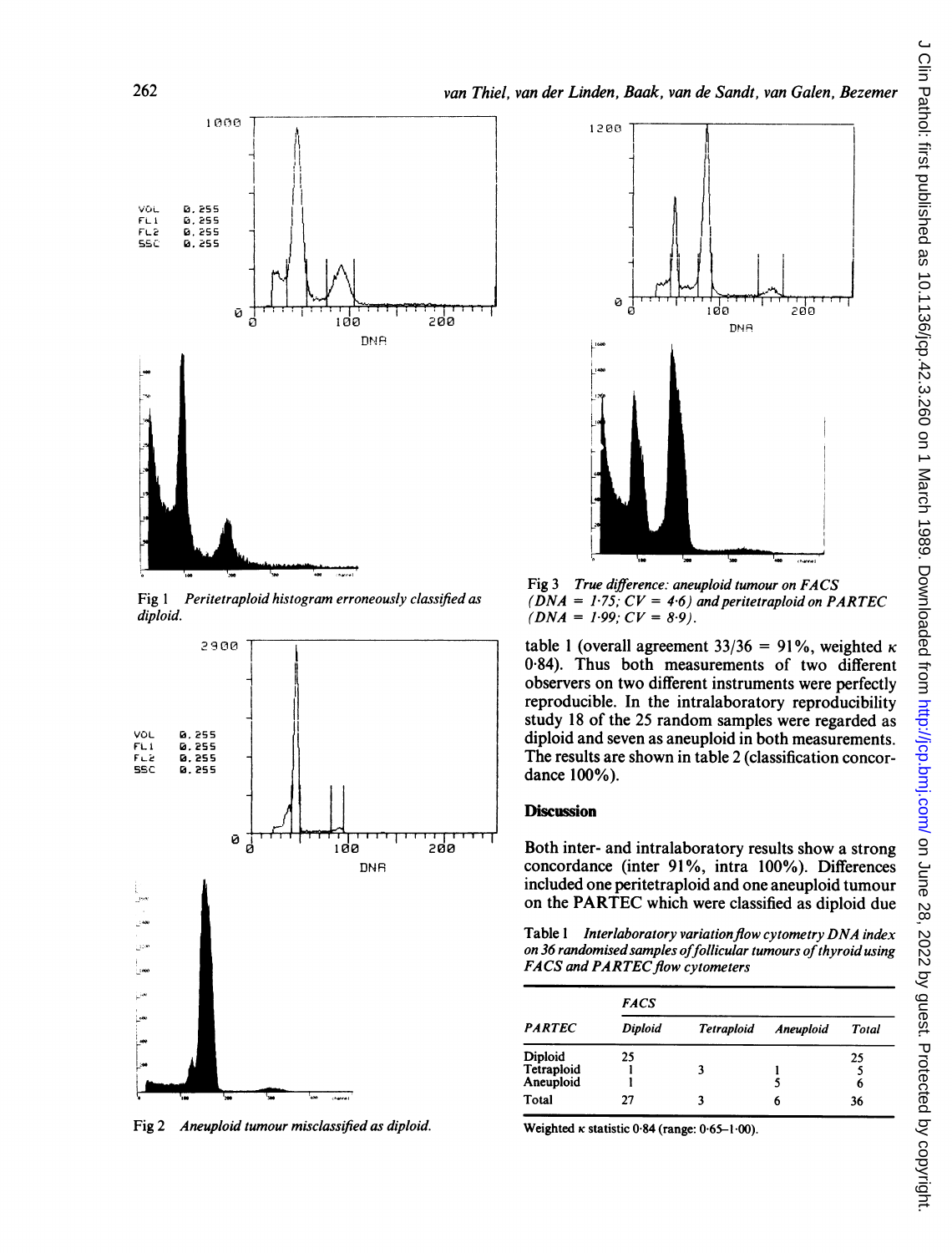Fig 1 *Peritetraploid histogram erroneously classified as diploid.*

Fig 2 *Aneuploid tumour misclassified as diploid.*

Fig 3 *True difference: aneuploid tumour on FACS (DNA = 1·75; CV = 4·6) and peritetraploid on PARTEC (DNA = 1·99; CV = 8·9).*

table 1 (overall agreement 33/36 = 91%, weighted $\kappa$ 0·84). Thus both measurements of two different observers on two different instruments were perfectly reproducible. In the intralaboratory reproducibility study 18 of the 25 random samples were regarded as diploid and seven as aneuploid in both measurements. The results are shown in table 2 (classification concordance 100%).

## Discussion

Both inter- and intralaboratory results show a strong concordance (inter 91%, intra 100%). Differences included one peritetraploid and one aneuploid tumour on the PARTEC which were classified as diploid due

Table 1 *Interlaboratory variation flow cytometry DNA index on 36 randomised samples of follicular tumours of thyroid using FACS and PARTEC flow cytometers*

| | *FACS* | | | |
|---|---|---|---|---|
| *PARTEC* | *Diploid* | *Tetraploid* | *Aneuploid* | *Total* |
| Diploid | 25 | | | 25 |
| Tetraploid | 1 | 3 | 1 | 5 |
| Aneuploid | 1 | | 5 | 6 |
| Total | 27 | 3 | 6 | 36 |

Weighted $\kappa$ statistic 0·84 (range: 0·65–1·00).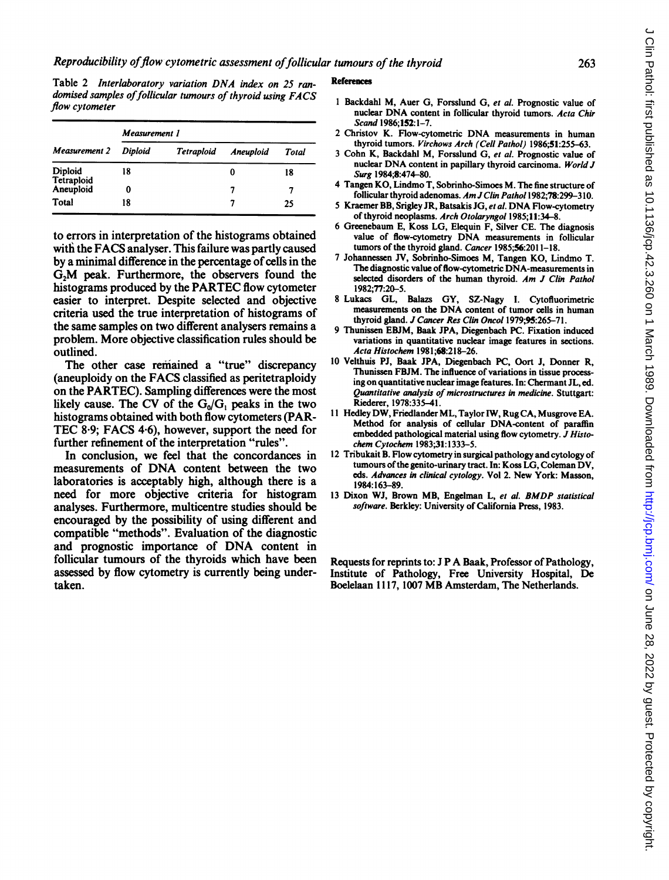Table 2 *Interlaboratory variation DNA index on 25 randomised samples of follicular tumours of thyroid using FACS flow cytometer*

| | Measurement 1 | | | |
|---|---|---|---|---|
| Measurement 2 | Diploid | Tetraploid | Aneuploid | Total |
| Diploid | 18 | | 0 | 18 |
| Tetraploid | | | | |
| Aneuploid | 0 | | 7 | 7 |
| Total | 18 | | 7 | 25 |

to errors in interpretation of the histograms obtained with the FACS analyser. This failure was partly caused by a minimal difference in the percentage of cells in the $G_2M$ peak. Furthermore, the observers found the histograms produced by the PARTEC flow cytometer easier to interpret. Despite selected and objective criteria used the true interpretation of histograms of the same samples on two different analysers remains a problem. More objective classification rules should be outlined.

The other case remained a "true" discrepancy (aneuploidy on the FACS classified as peritetraploidy on the PARTEC). Sampling differences were the most likely cause. The CV of the $G_0/G_1$ peaks in the two histograms obtained with both flow cytometers (PARTEC 8·9; FACS 4·6), however, support the need for further refinement of the interpretation "rules".

In conclusion, we feel that the concordances in measurements of DNA content between the two laboratories is acceptably high, although there is a need for more objective criteria for histogram analyses. Furthermore, multicentre studies should be encouraged by the possibility of using different and compatible "methods". Evaluation of the diagnostic and prognostic importance of DNA content in follicular tumours of the thyroids which have been assessed by flow cytometry is currently being undertaken.

## References

1. Backdahl M, Auer G, Forsslund G, *et al.* Prognostic value of nuclear DNA content in follicular thyroid tumors. *Acta Chir Scand* 1986;**152**:1–7.
2. Christov K. Flow-cytometric DNA measurements in human thyroid tumors. *Virchows Arch (Cell Pathol)* 1986;**51**:255–63.
3. Cohn K, Backdahl M, Forsslund G, *et al.* Prognostic value of nuclear DNA content in papillary thyroid carcinoma. *World J Surg* 1984;**8**:474–80.
4. Tangen KO, Lindmo T, Sobrinho-Simoes M. The fine structure of follicular thyroid adenomas. *Am J Clin Pathol* 1982;**78**:299–310.
5. Kraemer BB, Srigley JR, Batsakis JG, *et al.* DNA Flow-cytometry of thyroid neoplasms. *Arch Otolaryngol* 1985;**11**:34–8.
6. Greenebaum E, Koss LG, Elequin F, Silver CE. The diagnosis value of flow-cytometry DNA measurements in follicular tumors of the thyroid gland. *Cancer* 1985;**56**:2011–18.
7. Johannessen JV, Sobrinho-Simoes M, Tangen KO, Lindmo T. The diagnostic value of flow-cytometric DNA-measurements in selected disorders of the human thyroid. *Am J Clin Pathol* 1982;**77**:20–5.
8. Lukacs GL, Balazs GY, SZ-Nagy I. Cytofluorimetric measurements on the DNA content of tumor cells in human thyroid gland. *J Cancer Res Clin Oncol* 1979;**95**:265–71.
9. Thunissen EBJM, Baak JPA, Diegenbach PC. Fixation induced variations in quantitative nuclear image features in sections. *Acta Histochem* 1981;**68**:218–26.
10. Velthuis PJ, Baak JPA, Diegenbach PC, Oort J, Donner R, Thunissen FBJM. The influence of variations in tissue processing on quantitative nuclear image features. In: Chermant JL, ed. *Quantitative analysis of microstructures in medicine.* Stuttgart: Riederer, 1978:335–41.
11. Hedley DW, Friedlander ML, Taylor IW, Rug CA, Musgrove EA. Method for analysis of cellular DNA-content of paraffin embedded pathological material using flow cytometry. *J Histochem Cytochem* 1983;**31**:1333–5.
12. Tribukait B. Flow cytometry in surgical pathology and cytology of tumours of the genito-urinary tract. In: Koss LG, Coleman DV, eds. *Advances in clinical cytology.* Vol 2. New York: Masson, 1984:163–89.
13. Dixon WJ, Brown MB, Engelman L, *et al. BMDP statistical software.* Berkley: University of California Press, 1983.

Requests for reprints to: J P A Baak, Professor of Pathology, Institute of Pathology, Free University Hospital, De Boelelaan 1117, 1007 MB Amsterdam, The Netherlands.